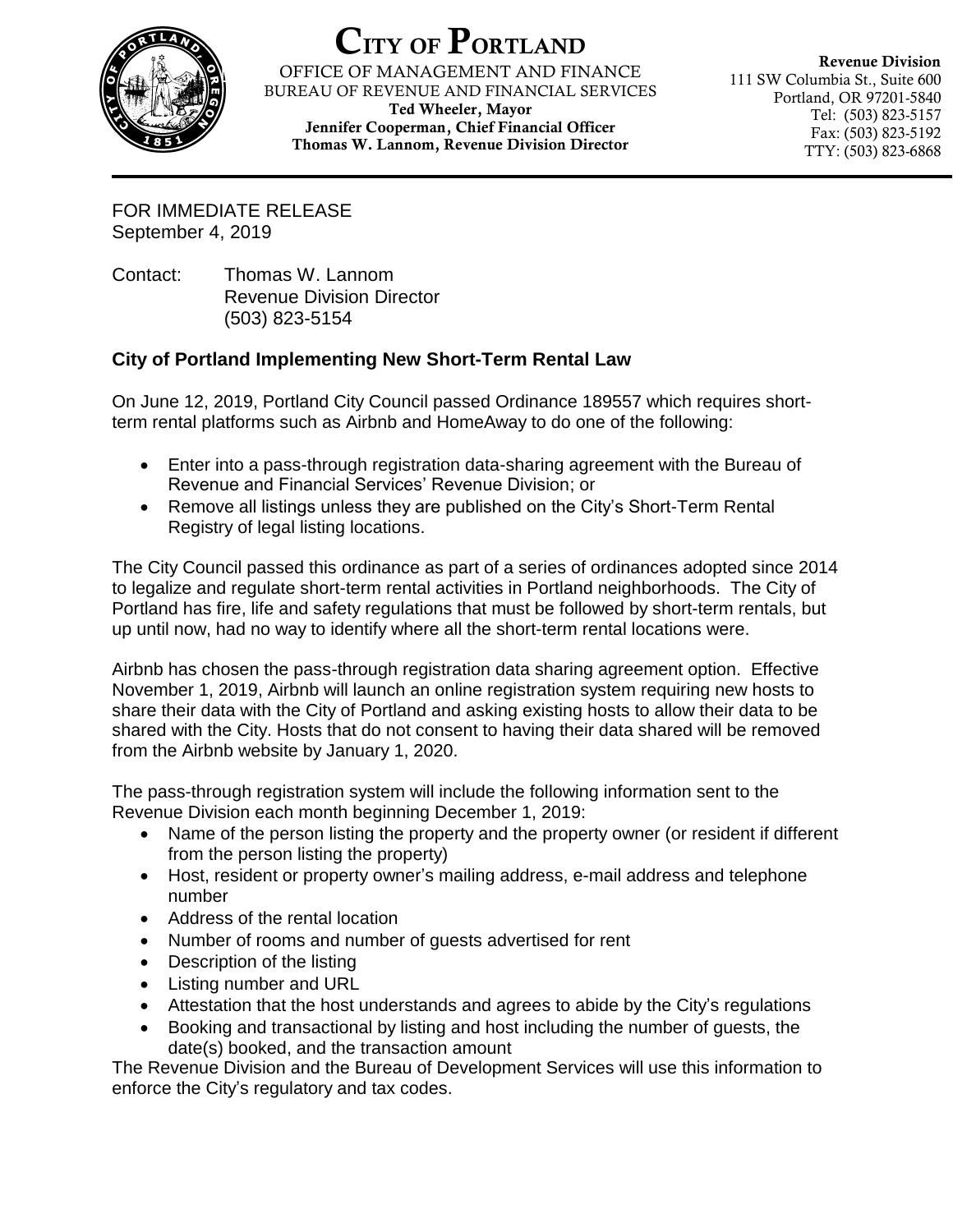# City of Portland

OFFICE OF MANAGEMENT AND FINANCE
BUREAU OF REVENUE AND FINANCIAL SERVICES
**Ted Wheeler, Mayor**
**Jennifer Cooperman, Chief Financial Officer**
**Thomas W. Lannom, Revenue Division Director**

**Revenue Division**
111 SW Columbia St., Suite 600
Portland, OR 97201-5840
Tel: (503) 823-5157
Fax: (503) 823-5192
TTY: (503) 823-6868

FOR IMMEDIATE RELEASE
September 4, 2019

Contact: Thomas W. Lannom
Revenue Division Director
(503) 823-5154

**City of Portland Implementing New Short-Term Rental Law**

On June 12, 2019, Portland City Council passed Ordinance 189557 which requires short-term rental platforms such as Airbnb and HomeAway to do one of the following:

- Enter into a pass-through registration data-sharing agreement with the Bureau of Revenue and Financial Services' Revenue Division; or
- Remove all listings unless they are published on the City's Short-Term Rental Registry of legal listing locations.

The City Council passed this ordinance as part of a series of ordinances adopted since 2014 to legalize and regulate short-term rental activities in Portland neighborhoods. The City of Portland has fire, life and safety regulations that must be followed by short-term rentals, but up until now, had no way to identify where all the short-term rental locations were.

Airbnb has chosen the pass-through registration data sharing agreement option. Effective November 1, 2019, Airbnb will launch an online registration system requiring new hosts to share their data with the City of Portland and asking existing hosts to allow their data to be shared with the City. Hosts that do not consent to having their data shared will be removed from the Airbnb website by January 1, 2020.

The pass-through registration system will include the following information sent to the Revenue Division each month beginning December 1, 2019:

- Name of the person listing the property and the property owner (or resident if different from the person listing the property)
- Host, resident or property owner's mailing address, e-mail address and telephone number
- Address of the rental location
- Number of rooms and number of guests advertised for rent
- Description of the listing
- Listing number and URL
- Attestation that the host understands and agrees to abide by the City's regulations
- Booking and transactional by listing and host including the number of guests, the date(s) booked, and the transaction amount

The Revenue Division and the Bureau of Development Services will use this information to enforce the City's regulatory and tax codes.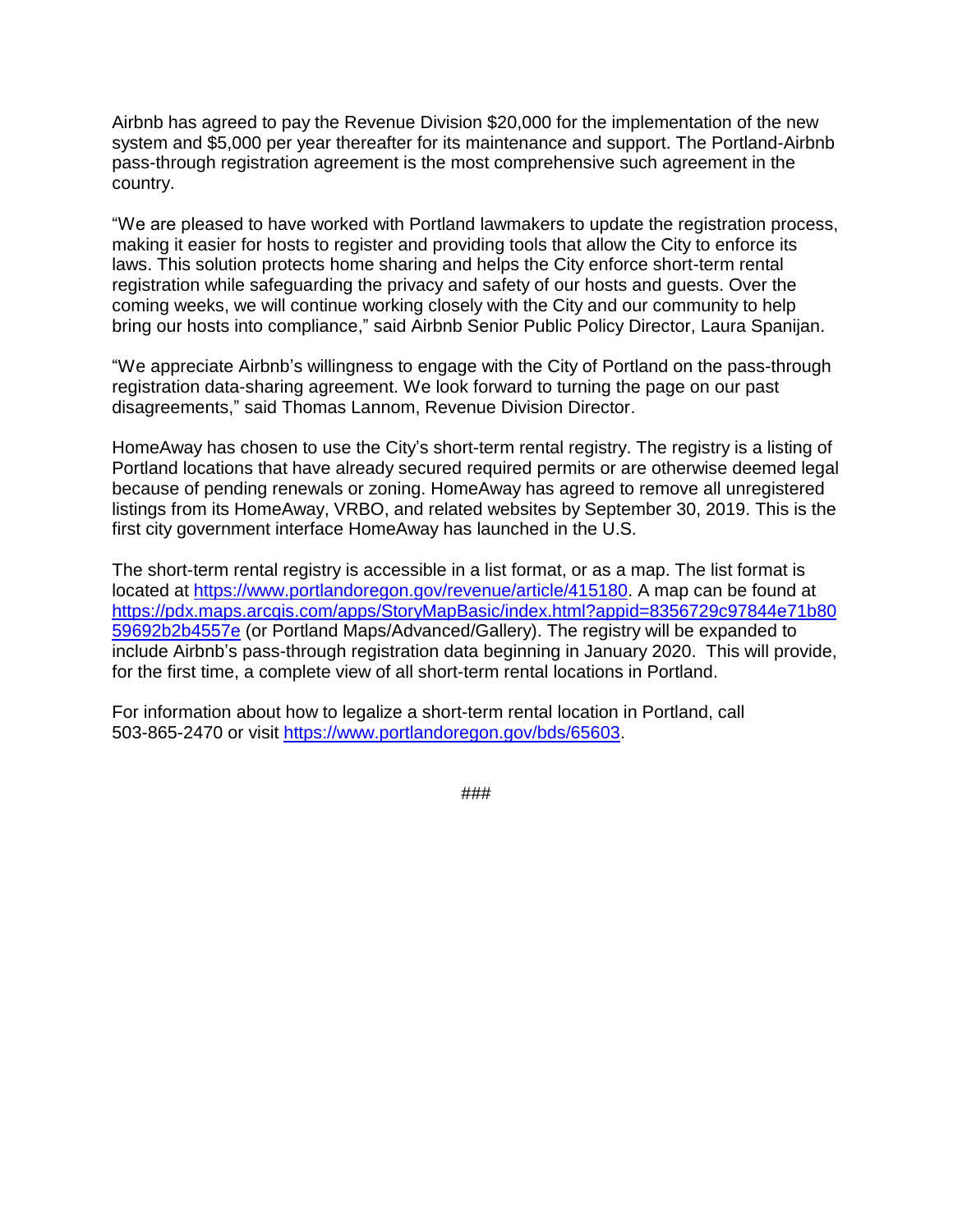Airbnb has agreed to pay the Revenue Division $20,000 for the implementation of the new system and $5,000 per year thereafter for its maintenance and support. The Portland-Airbnb pass-through registration agreement is the most comprehensive such agreement in the country.

"We are pleased to have worked with Portland lawmakers to update the registration process, making it easier for hosts to register and providing tools that allow the City to enforce its laws. This solution protects home sharing and helps the City enforce short-term rental registration while safeguarding the privacy and safety of our hosts and guests. Over the coming weeks, we will continue working closely with the City and our community to help bring our hosts into compliance," said Airbnb Senior Public Policy Director, Laura Spanijan.

"We appreciate Airbnb's willingness to engage with the City of Portland on the pass-through registration data-sharing agreement. We look forward to turning the page on our past disagreements," said Thomas Lannom, Revenue Division Director.

HomeAway has chosen to use the City's short-term rental registry. The registry is a listing of Portland locations that have already secured required permits or are otherwise deemed legal because of pending renewals or zoning. HomeAway has agreed to remove all unregistered listings from its HomeAway, VRBO, and related websites by September 30, 2019. This is the first city government interface HomeAway has launched in the U.S.

The short-term rental registry is accessible in a list format, or as a map. The list format is located at https://www.portlandoregon.gov/revenue/article/415180. A map can be found at https://pdx.maps.arcgis.com/apps/StoryMapBasic/index.html?appid=8356729c97844e71b8059692b2b4557e (or Portland Maps/Advanced/Gallery). The registry will be expanded to include Airbnb's pass-through registration data beginning in January 2020. This will provide, for the first time, a complete view of all short-term rental locations in Portland.

For information about how to legalize a short-term rental location in Portland, call 503-865-2470 or visit https://www.portlandoregon.gov/bds/65603.

###